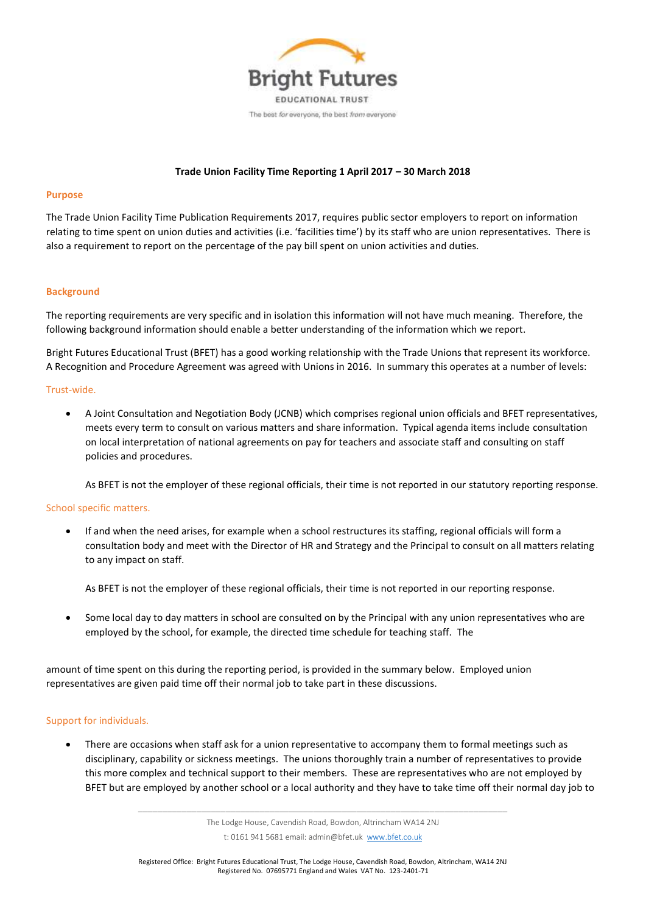Bright Futures

EDUCATIONAL TRUST

The best *for* everyone, the best *from* everyone

**Trade Union Facility Time Reporting 1 April 2017 – 30 March 2018**

## Purpose

The Trade Union Facility Time Publication Requirements 2017, requires public sector employers to report on information relating to time spent on union duties and activities (i.e. 'facilities time') by its staff who are union representatives. There is also a requirement to report on the percentage of the pay bill spent on union activities and duties.

## Background

The reporting requirements are very specific and in isolation this information will not have much meaning. Therefore, the following background information should enable a better understanding of the information which we report.

Bright Futures Educational Trust (BFET) has a good working relationship with the Trade Unions that represent its workforce. A Recognition and Procedure Agreement was agreed with Unions in 2016. In summary this operates at a number of levels:

### Trust-wide.

- A Joint Consultation and Negotiation Body (JCNB) which comprises regional union officials and BFET representatives, meets every term to consult on various matters and share information. Typical agenda items include consultation on local interpretation of national agreements on pay for teachers and associate staff and consulting on staff policies and procedures.

  As BFET is not the employer of these regional officials, their time is not reported in our statutory reporting response.

### School specific matters.

- If and when the need arises, for example when a school restructures its staffing, regional officials will form a consultation body and meet with the Director of HR and Strategy and the Principal to consult on all matters relating to any impact on staff.

  As BFET is not the employer of these regional officials, their time is not reported in our reporting response.

- Some local day to day matters in school are consulted on by the Principal with any union representatives who are employed by the school, for example, the directed time schedule for teaching staff. The

amount of time spent on this during the reporting period, is provided in the summary below. Employed union representatives are given paid time off their normal job to take part in these discussions.

### Support for individuals.

- There are occasions when staff ask for a union representative to accompany them to formal meetings such as disciplinary, capability or sickness meetings. The unions thoroughly train a number of representatives to provide this more complex and technical support to their members. These are representatives who are not employed by BFET but are employed by another school or a local authority and they have to take time off their normal day job to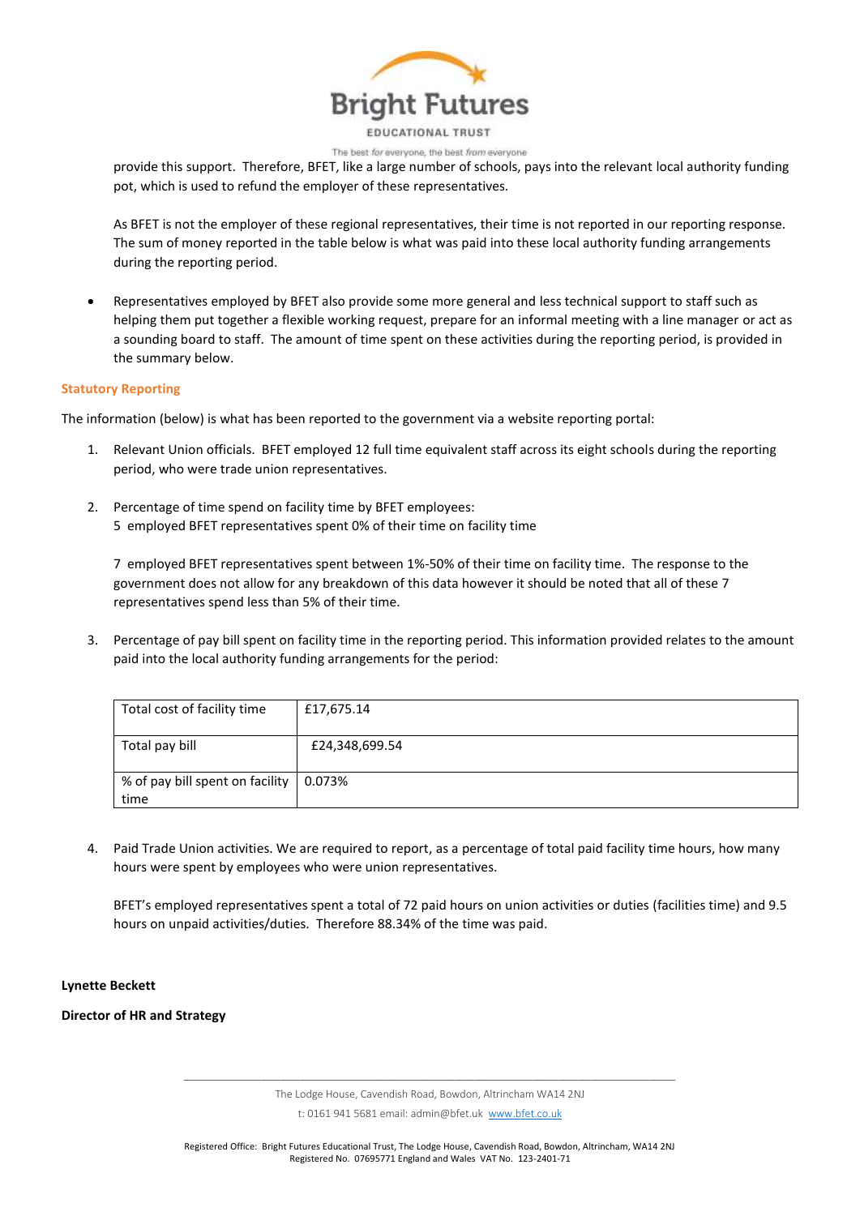provide this support. Therefore, BFET, like a large number of schools, pays into the relevant local authority funding pot, which is used to refund the employer of these representatives.

As BFET is not the employer of these regional representatives, their time is not reported in our reporting response. The sum of money reported in the table below is what was paid into these local authority funding arrangements during the reporting period.

- Representatives employed by BFET also provide some more general and less technical support to staff such as helping them put together a flexible working request, prepare for an informal meeting with a line manager or act as a sounding board to staff. The amount of time spent on these activities during the reporting period, is provided in the summary below.

## Statutory Reporting

The information (below) is what has been reported to the government via a website reporting portal:

1. Relevant Union officials. BFET employed 12 full time equivalent staff across its eight schools during the reporting period, who were trade union representatives.

2. Percentage of time spend on facility time by BFET employees:
   5 employed BFET representatives spent 0% of their time on facility time

   7 employed BFET representatives spent between 1%-50% of their time on facility time. The response to the government does not allow for any breakdown of this data however it should be noted that all of these 7 representatives spend less than 5% of their time.

3. Percentage of pay bill spent on facility time in the reporting period. This information provided relates to the amount paid into the local authority funding arrangements for the period:

| | |
|---|---|
| Total cost of facility time | £17,675.14 |
| Total pay bill | £24,348,699.54 |
| % of pay bill spent on facility time | 0.073% |

4. Paid Trade Union activities. We are required to report, as a percentage of total paid facility time hours, how many hours were spent by employees who were union representatives.

   BFET's employed representatives spent a total of 72 paid hours on union activities or duties (facilities time) and 9.5 hours on unpaid activities/duties. Therefore 88.34% of the time was paid.

**Lynette Beckett**

**Director of HR and Strategy**